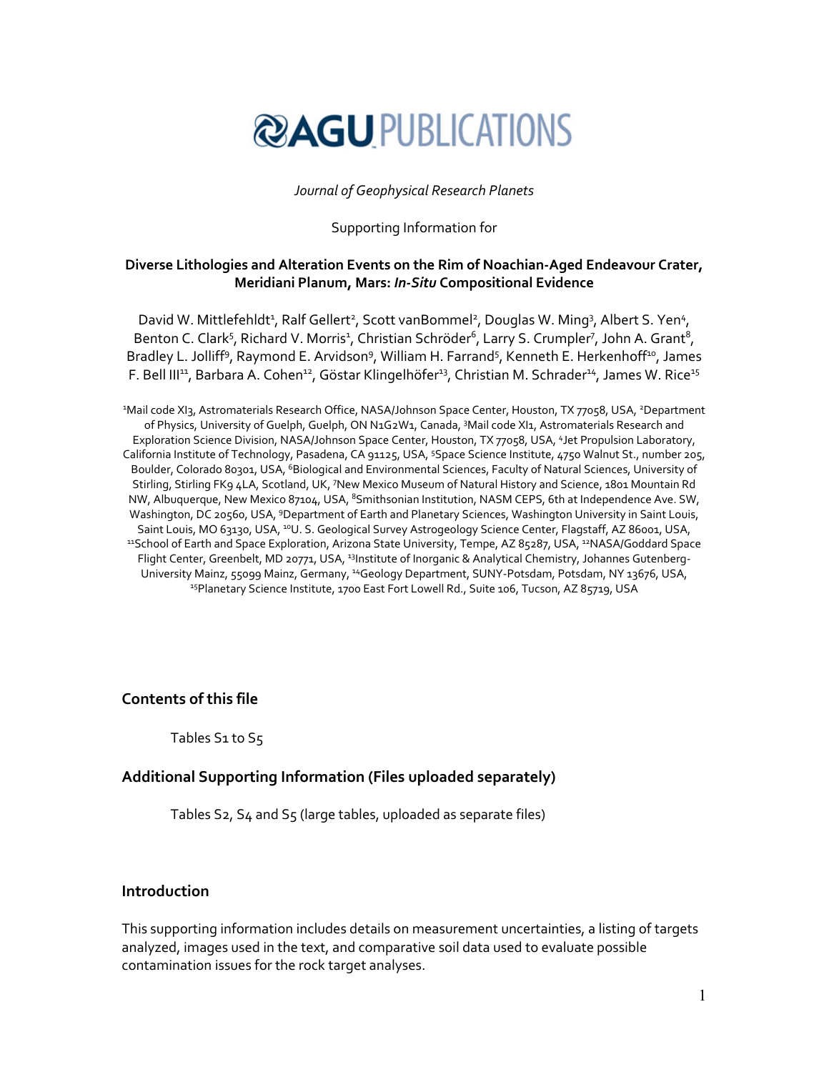# AGU PUBLICATIONS

*Journal of Geophysical Research Planets*

Supporting Information for

**Diverse Lithologies and Alteration Events on the Rim of Noachian-Aged Endeavour Crater, Meridiani Planum, Mars: *In-Situ* Compositional Evidence**

David W. Mittlefehldt[1], Ralf Gellert[2], Scott vanBommel[2], Douglas W. Ming[3], Albert S. Yen[4], Benton C. Clark[5], Richard V. Morris[1], Christian Schröder[6], Larry S. Crumpler[7], John A. Grant[8], Bradley L. Jolliff[9], Raymond E. Arvidson[9], William H. Farrand[5], Kenneth E. Herkenhoff[10], James F. Bell III[11], Barbara A. Cohen[12], Göstar Klingelhöfer[13], Christian M. Schrader[14], James W. Rice[15]

[1]Mail code XI3, Astromaterials Research Office, NASA/Johnson Space Center, Houston, TX 77058, USA, [2]Department of Physics, University of Guelph, Guelph, ON N1G2W1, Canada, [3]Mail code XI1, Astromaterials Research and Exploration Science Division, NASA/Johnson Space Center, Houston, TX 77058, USA, [4]Jet Propulsion Laboratory, California Institute of Technology, Pasadena, CA 91125, USA, [5]Space Science Institute, 4750 Walnut St., number 205, Boulder, Colorado 80301, USA, [6]Biological and Environmental Sciences, Faculty of Natural Sciences, University of Stirling, Stirling FK9 4LA, Scotland, UK, [7]New Mexico Museum of Natural History and Science, 1801 Mountain Rd NW, Albuquerque, New Mexico 87104, USA, [8]Smithsonian Institution, NASM CEPS, 6th at Independence Ave. SW, Washington, DC 20560, USA, [9]Department of Earth and Planetary Sciences, Washington University in Saint Louis, Saint Louis, MO 63130, USA, [10]U. S. Geological Survey Astrogeology Science Center, Flagstaff, AZ 86001, USA, [11]School of Earth and Space Exploration, Arizona State University, Tempe, AZ 85287, USA, [12]NASA/Goddard Space Flight Center, Greenbelt, MD 20771, USA, [13]Institute of Inorganic & Analytical Chemistry, Johannes Gutenberg-University Mainz, 55099 Mainz, Germany, [14]Geology Department, SUNY-Potsdam, Potsdam, NY 13676, USA, [15]Planetary Science Institute, 1700 East Fort Lowell Rd., Suite 106, Tucson, AZ 85719, USA

## Contents of this file

Tables S1 to S5

## Additional Supporting Information (Files uploaded separately)

Tables S2, S4 and S5 (large tables, uploaded as separate files)

## Introduction

This supporting information includes details on measurement uncertainties, a listing of targets analyzed, images used in the text, and comparative soil data used to evaluate possible contamination issues for the rock target analyses.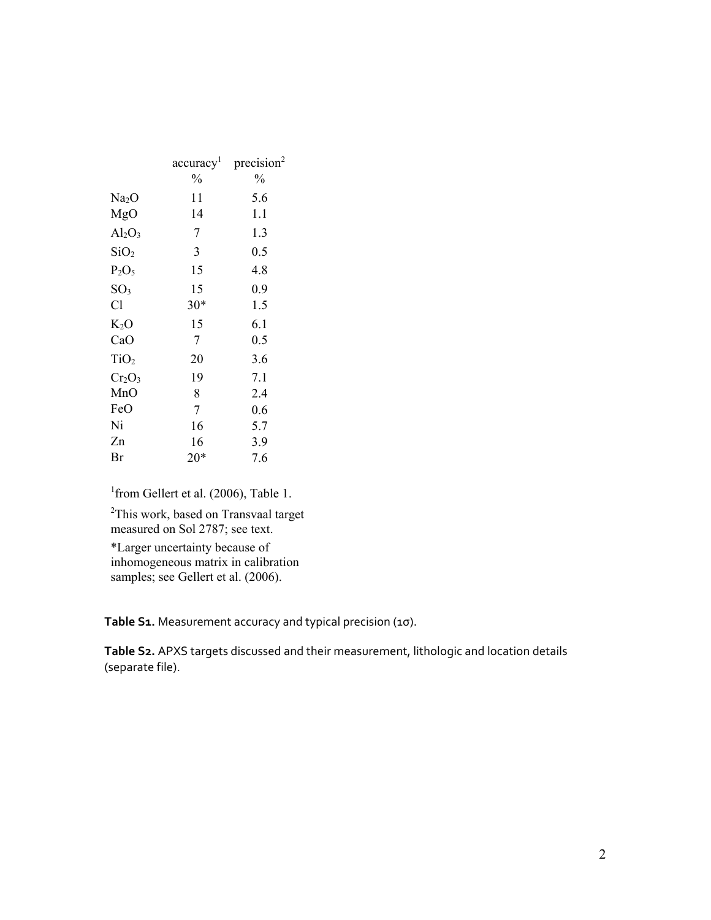| | accuracy[1] | precision[2] |
|---|---|---|
| | % | % |
| $Na_2O$ | 11 | 5.6 |
| MgO | 14 | 1.1 |
| $Al_2O_3$ | 7 | 1.3 |
| $SiO_2$ | 3 | 0.5 |
| $P_2O_5$ | 15 | 4.8 |
| $SO_3$ | 15 | 0.9 |
| Cl | 30* | 1.5 |
| $K_2O$ | 15 | 6.1 |
| CaO | 7 | 0.5 |
| $TiO_2$ | 20 | 3.6 |
| $Cr_2O_3$ | 19 | 7.1 |
| MnO | 8 | 2.4 |
| FeO | 7 | 0.6 |
| Ni | 16 | 5.7 |
| Zn | 16 | 3.9 |
| Br | 20* | 7.6 |

[1]from Gellert et al. (2006), Table 1.

[2]This work, based on Transvaal target measured on Sol 2787; see text.

*Larger uncertainty because of inhomogeneous matrix in calibration samples; see Gellert et al. (2006).

**Table S1.** Measurement accuracy and typical precision (1σ).

**Table S2.** APXS targets discussed and their measurement, lithologic and location details (separate file).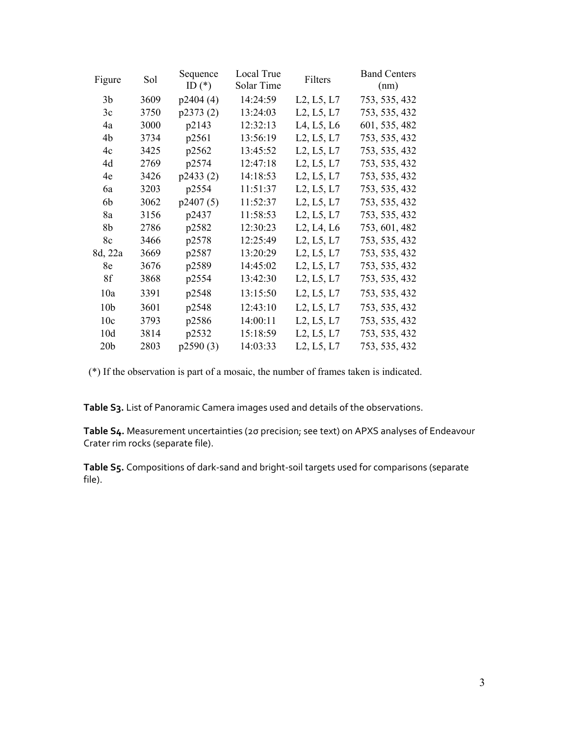| Figure | Sol | Sequence ID (*) | Local True Solar Time | Filters | Band Centers (nm) |
|---|---|---|---|---|---|
| 3b | 3609 | p2404 (4) | 14:24:59 | L2, L5, L7 | 753, 535, 432 |
| 3c | 3750 | p2373 (2) | 13:24:03 | L2, L5, L7 | 753, 535, 432 |
| 4a | 3000 | p2143 | 12:32:13 | L4, L5, L6 | 601, 535, 482 |
| 4b | 3734 | p2561 | 13:56:19 | L2, L5, L7 | 753, 535, 432 |
| 4c | 3425 | p2562 | 13:45:52 | L2, L5, L7 | 753, 535, 432 |
| 4d | 2769 | p2574 | 12:47:18 | L2, L5, L7 | 753, 535, 432 |
| 4e | 3426 | p2433 (2) | 14:18:53 | L2, L5, L7 | 753, 535, 432 |
| 6a | 3203 | p2554 | 11:51:37 | L2, L5, L7 | 753, 535, 432 |
| 6b | 3062 | p2407 (5) | 11:52:37 | L2, L5, L7 | 753, 535, 432 |
| 8a | 3156 | p2437 | 11:58:53 | L2, L5, L7 | 753, 535, 432 |
| 8b | 2786 | p2582 | 12:30:23 | L2, L4, L6 | 753, 601, 482 |
| 8c | 3466 | p2578 | 12:25:49 | L2, L5, L7 | 753, 535, 432 |
| 8d, 22a | 3669 | p2587 | 13:20:29 | L2, L5, L7 | 753, 535, 432 |
| 8e | 3676 | p2589 | 14:45:02 | L2, L5, L7 | 753, 535, 432 |
| 8f | 3868 | p2554 | 13:42:30 | L2, L5, L7 | 753, 535, 432 |
| 10a | 3391 | p2548 | 13:15:50 | L2, L5, L7 | 753, 535, 432 |
| 10b | 3601 | p2548 | 12:43:10 | L2, L5, L7 | 753, 535, 432 |
| 10c | 3793 | p2586 | 14:00:11 | L2, L5, L7 | 753, 535, 432 |
| 10d | 3814 | p2532 | 15:18:59 | L2, L5, L7 | 753, 535, 432 |
| 20b | 2803 | p2590 (3) | 14:03:33 | L2, L5, L7 | 753, 535, 432 |

(*) If the observation is part of a mosaic, the number of frames taken is indicated.

**Table S3.** List of Panoramic Camera images used and details of the observations.

**Table S4.** Measurement uncertainties (2σ precision; see text) on APXS analyses of Endeavour Crater rim rocks (separate file).

**Table S5.** Compositions of dark-sand and bright-soil targets used for comparisons (separate file).